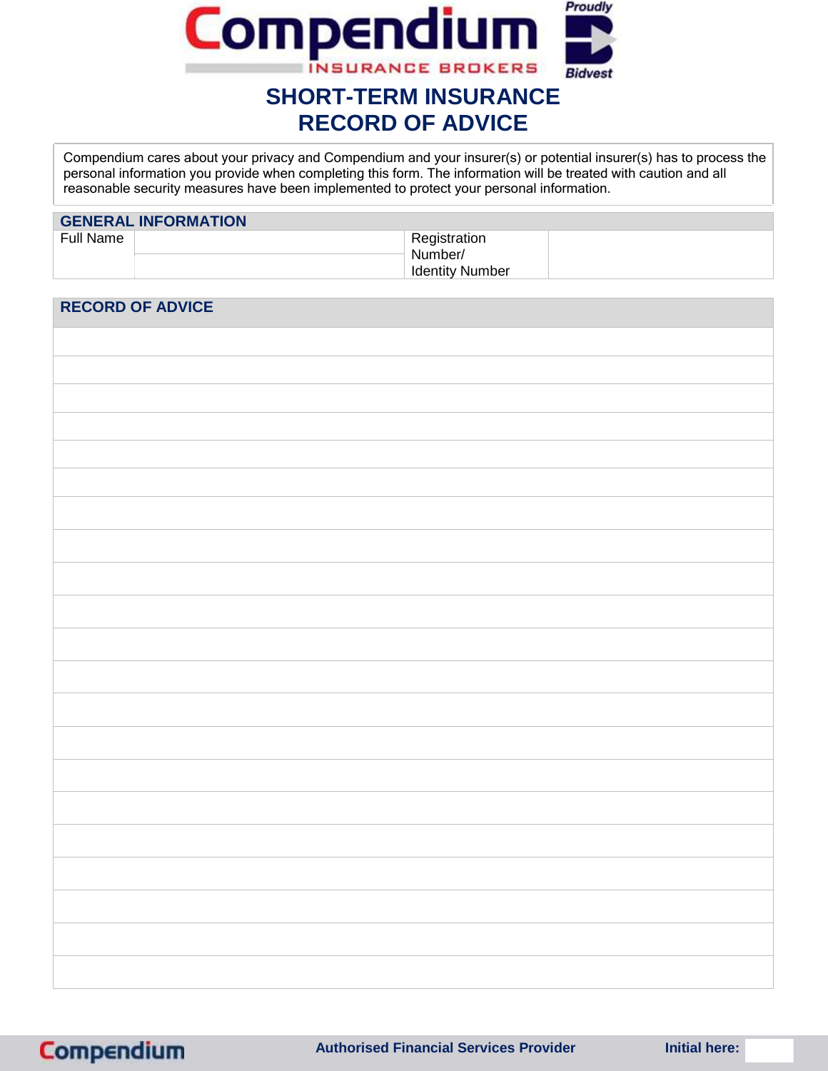# SHORT-TERM INSURANCE RECORD OF ADVICE

Compendium cares about your privacy and Compendium and your insurer(s) or potential insurer(s) has to process the personal information you provide when completing this form. The information will be treated with caution and all reasonable security measures have been implemented to protect your personal information.

| GENERAL INFORMATION | | | |
|---|---|---|---|
| Full Name | | Registration Number/ Identity Number | |
| | | | |

| RECORD OF ADVICE |
|---|
| |
| |
| |
| |
| |
| |
| |
| |
| |
| |
| |
| |
| |
| |
| |
| |
| |
| |
| |
| |
| |
| |
| |

Authorised Financial Services Provider

Initial here: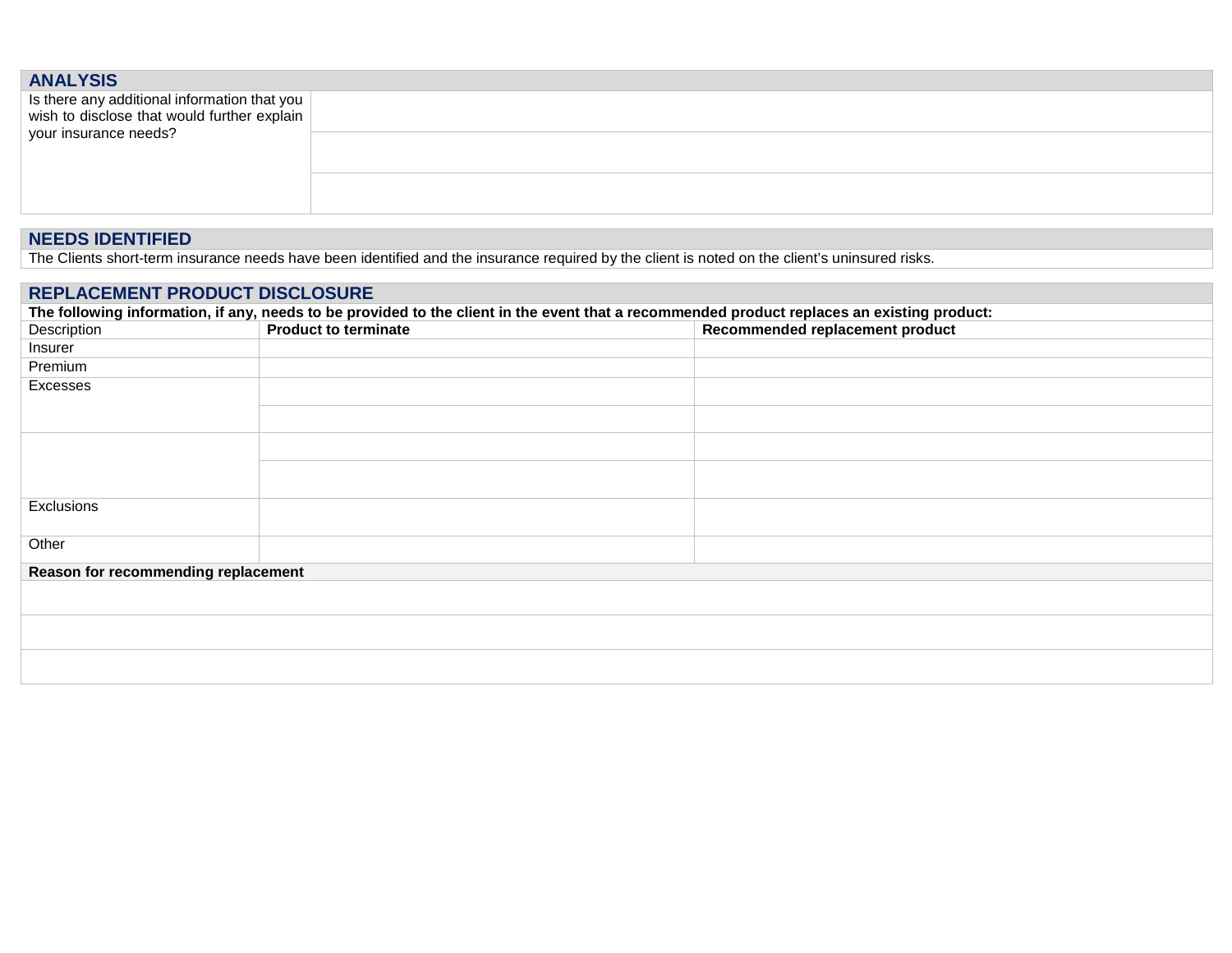## ANALYSIS

| Is there any additional information that you wish to disclose that would further explain your insurance needs? | |
|---|---|
| | |
| | |

## NEEDS IDENTIFIED

The Clients short-term insurance needs have been identified and the insurance required by the client is noted on the client's uninsured risks.

## REPLACEMENT PRODUCT DISCLOSURE

**The following information, if any, needs to be provided to the client in the event that a recommended product replaces an existing product:**

| Description | **Product to terminate** | **Recommended replacement product** |
|---|---|---|
| Insurer | | |
| Premium | | |
| Excesses | | |
| | | |
| | | |
| | | |
| Exclusions | | |
| Other | | |

**Reason for recommending replacement**

| |
|---|
| |
| |
| |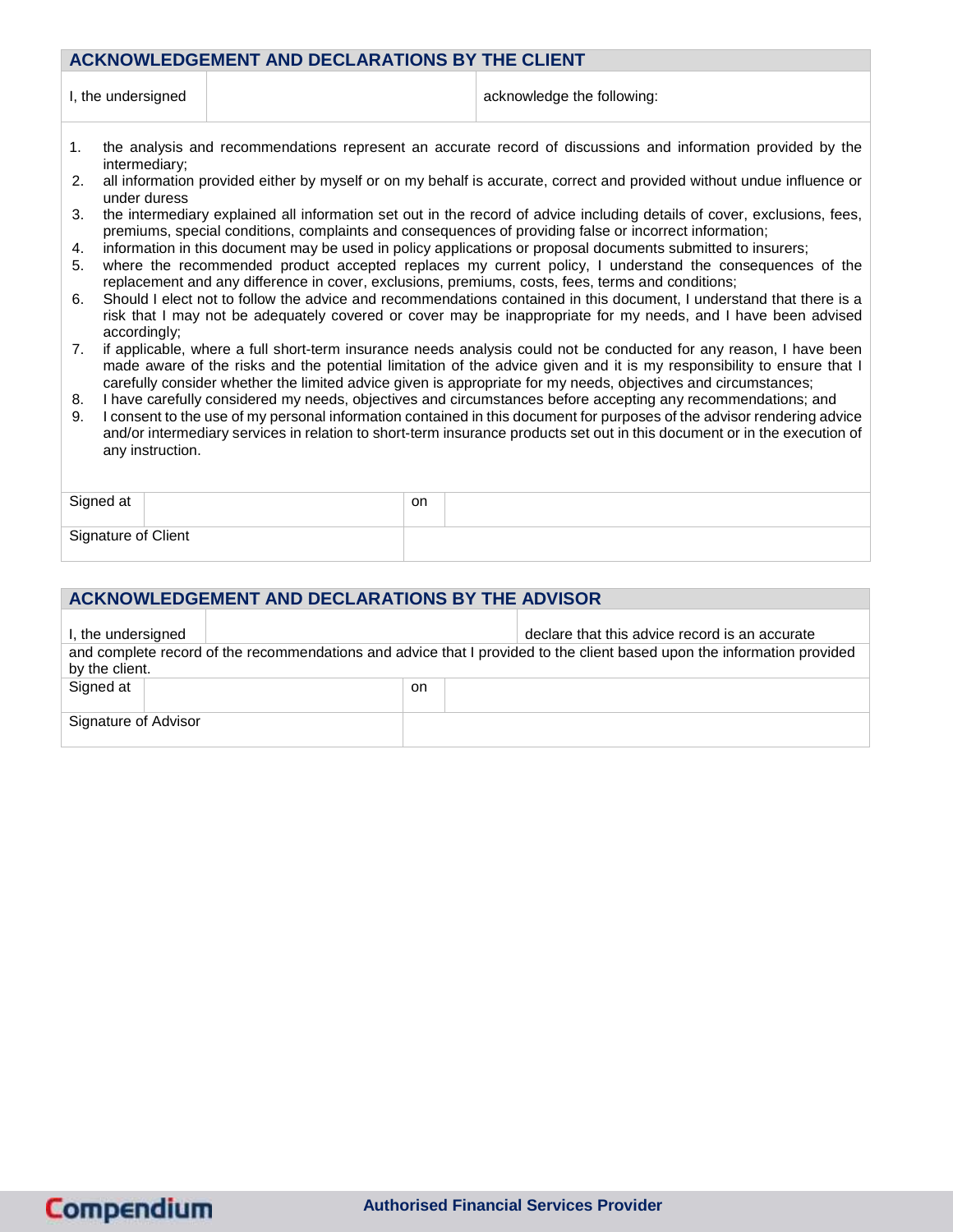## ACKNOWLEDGEMENT AND DECLARATIONS BY THE CLIENT

| | | |
|---|---|---|
| I, the undersigned | | acknowledge the following: |

1. the analysis and recommendations represent an accurate record of discussions and information provided by the intermediary;
2. all information provided either by myself or on my behalf is accurate, correct and provided without undue influence or under duress
3. the intermediary explained all information set out in the record of advice including details of cover, exclusions, fees, premiums, special conditions, complaints and consequences of providing false or incorrect information;
4. information in this document may be used in policy applications or proposal documents submitted to insurers;
5. where the recommended product accepted replaces my current policy, I understand the consequences of the replacement and any difference in cover, exclusions, premiums, costs, fees, terms and conditions;
6. Should I elect not to follow the advice and recommendations contained in this document, I understand that there is a risk that I may not be adequately covered or cover may be inappropriate for my needs, and I have been advised accordingly;
7. if applicable, where a full short-term insurance needs analysis could not be conducted for any reason, I have been made aware of the risks and the potential limitation of the advice given and it is my responsibility to ensure that I carefully consider whether the limited advice given is appropriate for my needs, objectives and circumstances;
8. I have carefully considered my needs, objectives and circumstances before accepting any recommendations; and
9. I consent to the use of my personal information contained in this document for purposes of the advisor rendering advice and/or intermediary services in relation to short-term insurance products set out in this document or in the execution of any instruction.

| | | | |
|---|---|---|---|
| Signed at | | on | |
| Signature of Client | | | |

## ACKNOWLEDGEMENT AND DECLARATIONS BY THE ADVISOR

| | | |
|---|---|---|
| I, the undersigned | | declare that this advice record is an accurate |

and complete record of the recommendations and advice that I provided to the client based upon the information provided by the client.

| | | | |
|---|---|---|---|
| Signed at | | on | |
| Signature of Advisor | | | |

Compendium

Authorised Financial Services Provider